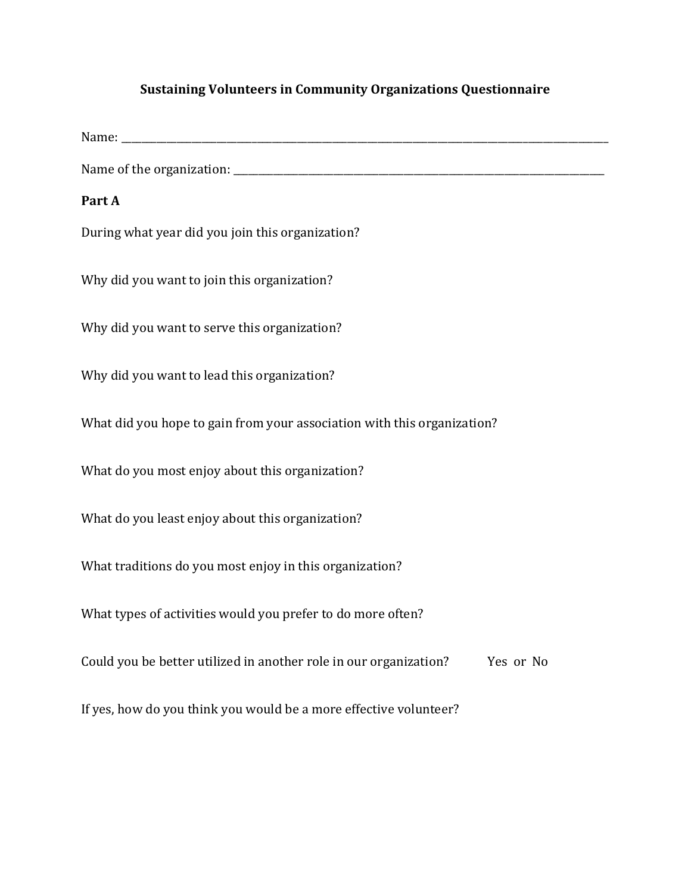# Sustaining Volunteers in Community Organizations Questionnaire

Name: ____________________________________________________________________________________

Name of the organization: ____________________________________________________________________

**Part A**

During what year did you join this organization?

Why did you want to join this organization?

Why did you want to serve this organization?

Why did you want to lead this organization?

What did you hope to gain from your association with this organization?

What do you most enjoy about this organization?

What do you least enjoy about this organization?

What traditions do you most enjoy in this organization?

What types of activities would you prefer to do more often?

Could you be better utilized in another role in our organization? Yes or No

If yes, how do you think you would be a more effective volunteer?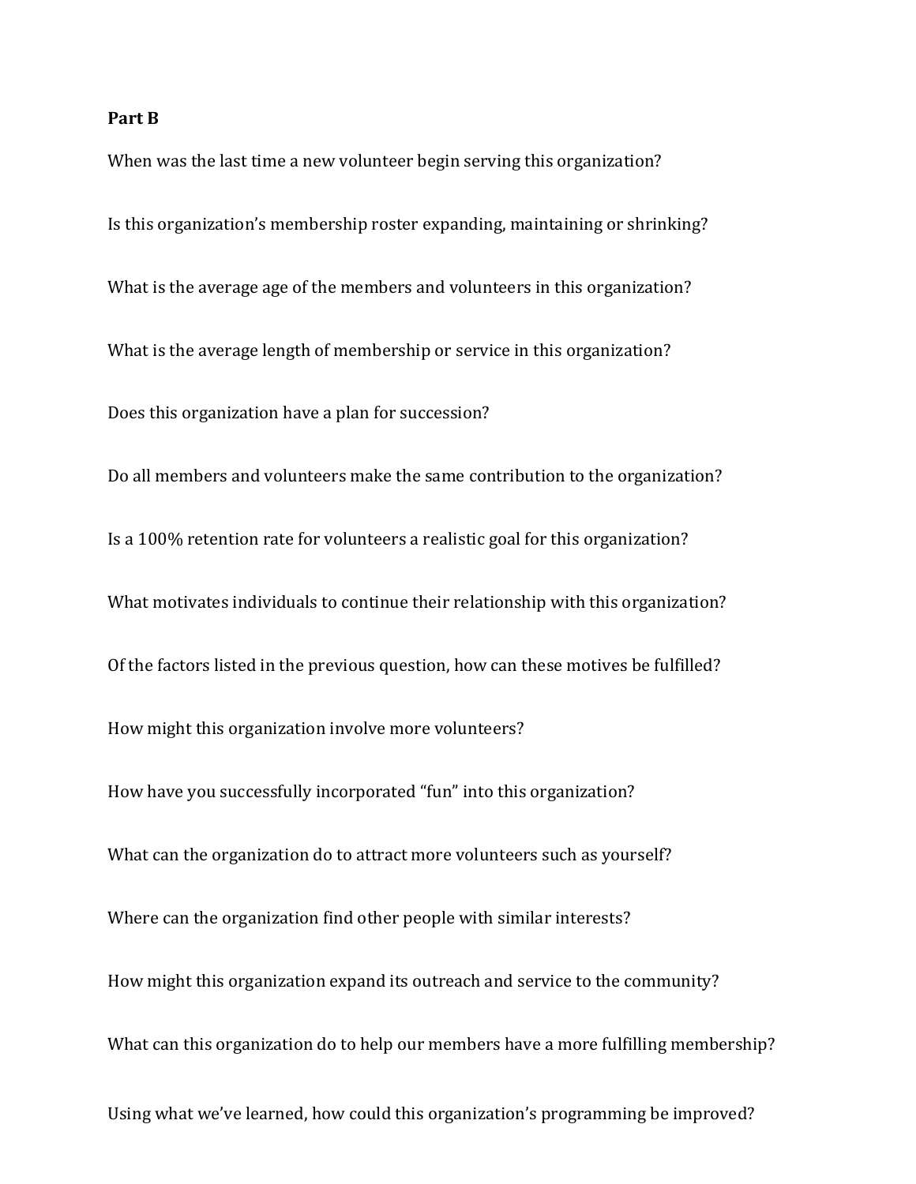**Part B**

When was the last time a new volunteer begin serving this organization?

Is this organization's membership roster expanding, maintaining or shrinking?

What is the average age of the members and volunteers in this organization?

What is the average length of membership or service in this organization?

Does this organization have a plan for succession?

Do all members and volunteers make the same contribution to the organization?

Is a 100% retention rate for volunteers a realistic goal for this organization?

What motivates individuals to continue their relationship with this organization?

Of the factors listed in the previous question, how can these motives be fulfilled?

How might this organization involve more volunteers?

How have you successfully incorporated "fun" into this organization?

What can the organization do to attract more volunteers such as yourself?

Where can the organization find other people with similar interests?

How might this organization expand its outreach and service to the community?

What can this organization do to help our members have a more fulfilling membership?

Using what we've learned, how could this organization's programming be improved?